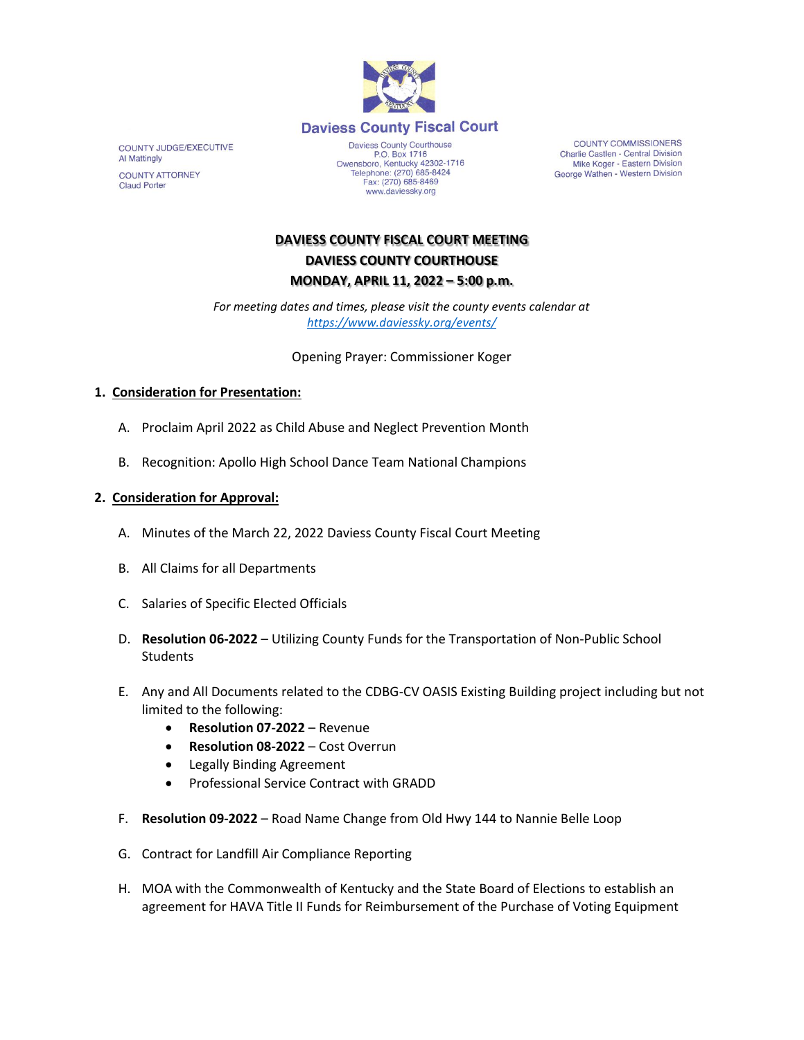Daviess County Fiscal Court

COUNTY JUDGE/EXECUTIVE
Al Mattingly

COUNTY ATTORNEY
Claud Porter

Daviess County Courthouse
P.O. Box 1716
Owensboro, Kentucky 42302-1716
Telephone: (270) 685-8424
Fax: (270) 685-8469
www.daviessky.org

COUNTY COMMISSIONERS
Charlie Castlen - Central Division
Mike Koger - Eastern Division
George Wathen - Western Division

**DAVIESS COUNTY FISCAL COURT MEETING**
**DAVIESS COUNTY COURTHOUSE**
**MONDAY, APRIL 11, 2022 – 5:00 p.m.**

*For meeting dates and times, please visit the county events calendar at https://www.daviessky.org/events/*

Opening Prayer: Commissioner Koger

1. **Consideration for Presentation:**

   A. Proclaim April 2022 as Child Abuse and Neglect Prevention Month

   B. Recognition: Apollo High School Dance Team National Champions

2. **Consideration for Approval:**

   A. Minutes of the March 22, 2022 Daviess County Fiscal Court Meeting

   B. All Claims for all Departments

   C. Salaries of Specific Elected Officials

   D. **Resolution 06-2022** – Utilizing County Funds for the Transportation of Non-Public School Students

   E. Any and All Documents related to the CDBG-CV OASIS Existing Building project including but not limited to the following:
      - **Resolution 07-2022** – Revenue
      - **Resolution 08-2022** – Cost Overrun
      - Legally Binding Agreement
      - Professional Service Contract with GRADD

   F. **Resolution 09-2022** – Road Name Change from Old Hwy 144 to Nannie Belle Loop

   G. Contract for Landfill Air Compliance Reporting

   H. MOA with the Commonwealth of Kentucky and the State Board of Elections to establish an agreement for HAVA Title II Funds for Reimbursement of the Purchase of Voting Equipment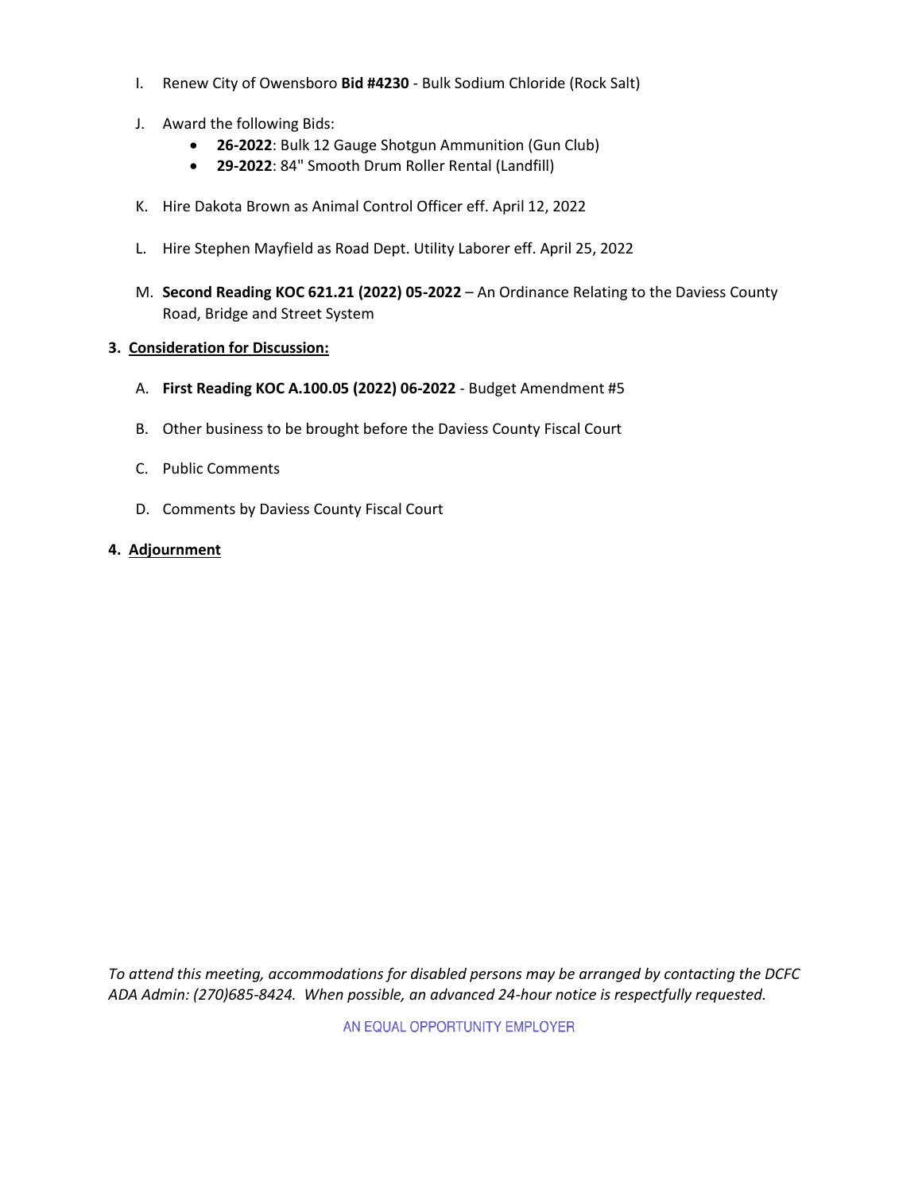I. Renew City of Owensboro **Bid #4230** - Bulk Sodium Chloride (Rock Salt)

J. Award the following Bids:
   - **26-2022**: Bulk 12 Gauge Shotgun Ammunition (Gun Club)
   - **29-2022**: 84" Smooth Drum Roller Rental (Landfill)

K. Hire Dakota Brown as Animal Control Officer eff. April 12, 2022

L. Hire Stephen Mayfield as Road Dept. Utility Laborer eff. April 25, 2022

M. **Second Reading KOC 621.21 (2022) 05-2022** – An Ordinance Relating to the Daviess County Road, Bridge and Street System

**3. <u>Consideration for Discussion:</u>**

A. **First Reading KOC A.100.05 (2022) 06-2022** - Budget Amendment #5

B. Other business to be brought before the Daviess County Fiscal Court

C. Public Comments

D. Comments by Daviess County Fiscal Court

**4. <u>Adjournment</u>**

*To attend this meeting, accommodations for disabled persons may be arranged by contacting the DCFC ADA Admin: (270)685-8424. When possible, an advanced 24-hour notice is respectfully requested.*

AN EQUAL OPPORTUNITY EMPLOYER